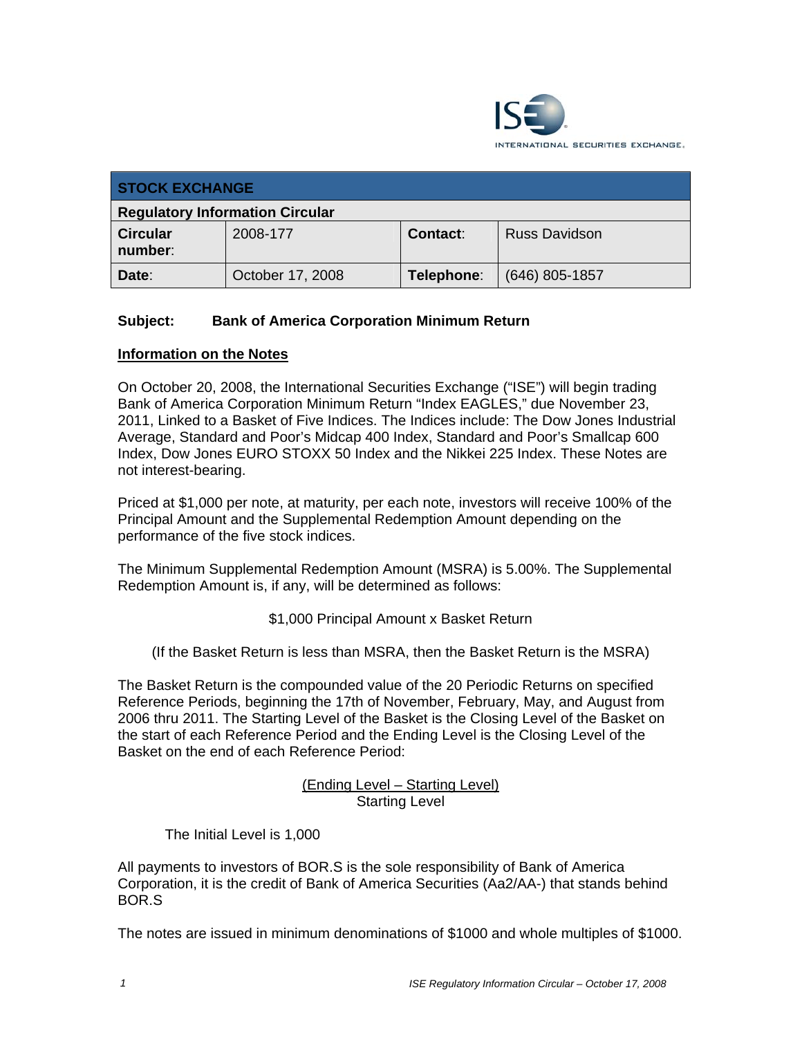ISE
INTERNATIONAL SECURITIES EXCHANGE.

| STOCK EXCHANGE | | | |
|---|---|---|---|
| **Regulatory Information Circular** | | | |
| **Circular number:** | 2008-177 | **Contact:** | Russ Davidson |
| **Date:** | October 17, 2008 | **Telephone:** | (646) 805-1857 |

**Subject: Bank of America Corporation Minimum Return**

**Information on the Notes**

On October 20, 2008, the International Securities Exchange ("ISE") will begin trading Bank of America Corporation Minimum Return "Index EAGLES," due November 23, 2011, Linked to a Basket of Five Indices. The Indices include: The Dow Jones Industrial Average, Standard and Poor's Midcap 400 Index, Standard and Poor's Smallcap 600 Index, Dow Jones EURO STOXX 50 Index and the Nikkei 225 Index. These Notes are not interest-bearing.

Priced at $1,000 per note, at maturity, per each note, investors will receive 100% of the Principal Amount and the Supplemental Redemption Amount depending on the performance of the five stock indices.

The Minimum Supplemental Redemption Amount (MSRA) is 5.00%. The Supplemental Redemption Amount is, if any, will be determined as follows:

$1,000 Principal Amount x Basket Return

(If the Basket Return is less than MSRA, then the Basket Return is the MSRA)

The Basket Return is the compounded value of the 20 Periodic Returns on specified Reference Periods, beginning the 17th of November, February, May, and August from 2006 thru 2011. The Starting Level of the Basket is the Closing Level of the Basket on the start of each Reference Period and the Ending Level is the Closing Level of the Basket on the end of each Reference Period:

$$\frac{\text{(Ending Level – Starting Level)}}{\text{Starting Level}}$$

The Initial Level is 1,000

All payments to investors of BOR.S is the sole responsibility of Bank of America Corporation, it is the credit of Bank of America Securities (Aa2/AA-) that stands behind BOR.S

The notes are issued in minimum denominations of $1000 and whole multiples of $1000.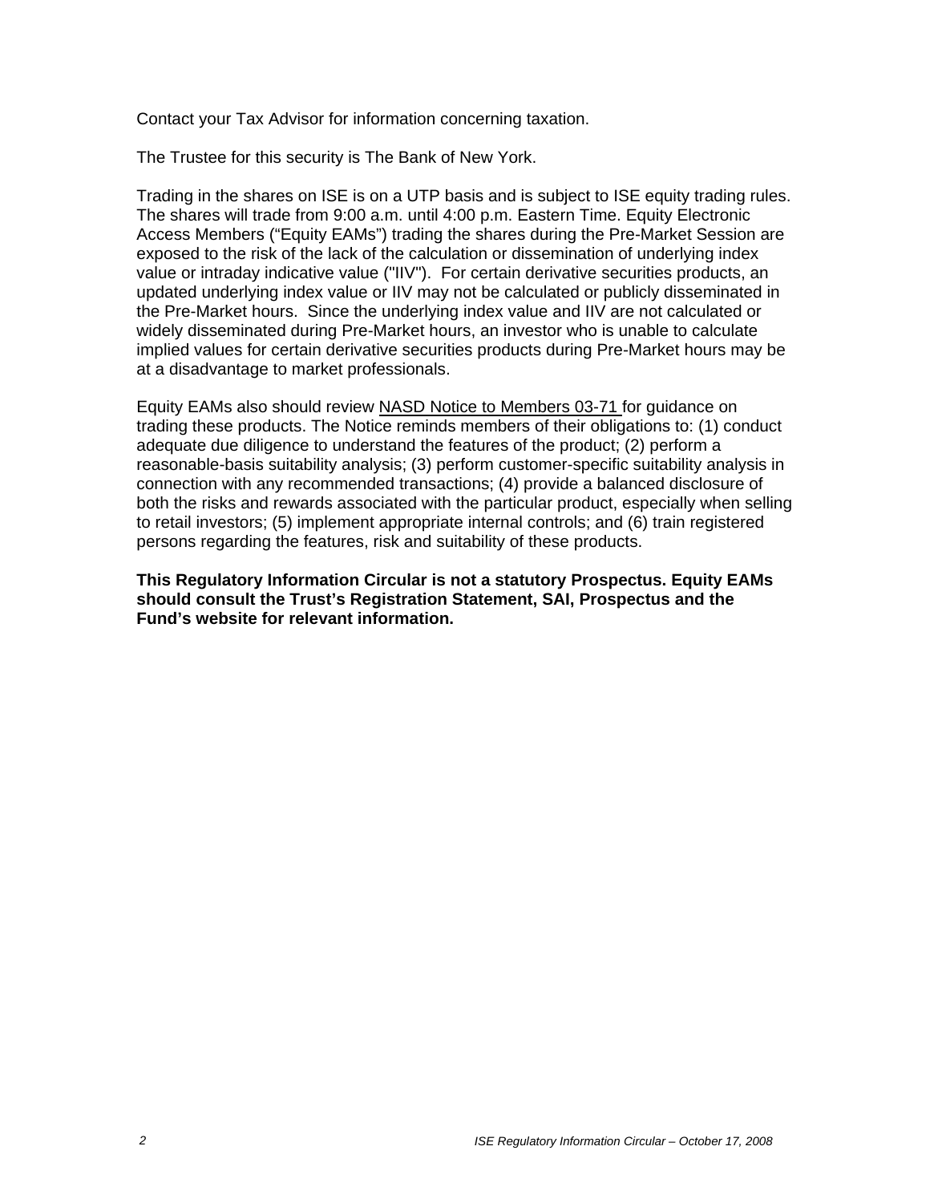Contact your Tax Advisor for information concerning taxation.

The Trustee for this security is The Bank of New York.

Trading in the shares on ISE is on a UTP basis and is subject to ISE equity trading rules. The shares will trade from 9:00 a.m. until 4:00 p.m. Eastern Time. Equity Electronic Access Members ("Equity EAMs") trading the shares during the Pre-Market Session are exposed to the risk of the lack of the calculation or dissemination of underlying index value or intraday indicative value ("IIV"). For certain derivative securities products, an updated underlying index value or IIV may not be calculated or publicly disseminated in the Pre-Market hours. Since the underlying index value and IIV are not calculated or widely disseminated during Pre-Market hours, an investor who is unable to calculate implied values for certain derivative securities products during Pre-Market hours may be at a disadvantage to market professionals.

Equity EAMs also should review NASD Notice to Members 03-71 for guidance on trading these products. The Notice reminds members of their obligations to: (1) conduct adequate due diligence to understand the features of the product; (2) perform a reasonable-basis suitability analysis; (3) perform customer-specific suitability analysis in connection with any recommended transactions; (4) provide a balanced disclosure of both the risks and rewards associated with the particular product, especially when selling to retail investors; (5) implement appropriate internal controls; and (6) train registered persons regarding the features, risk and suitability of these products.

**This Regulatory Information Circular is not a statutory Prospectus. Equity EAMs should consult the Trust's Registration Statement, SAI, Prospectus and the Fund's website for relevant information.**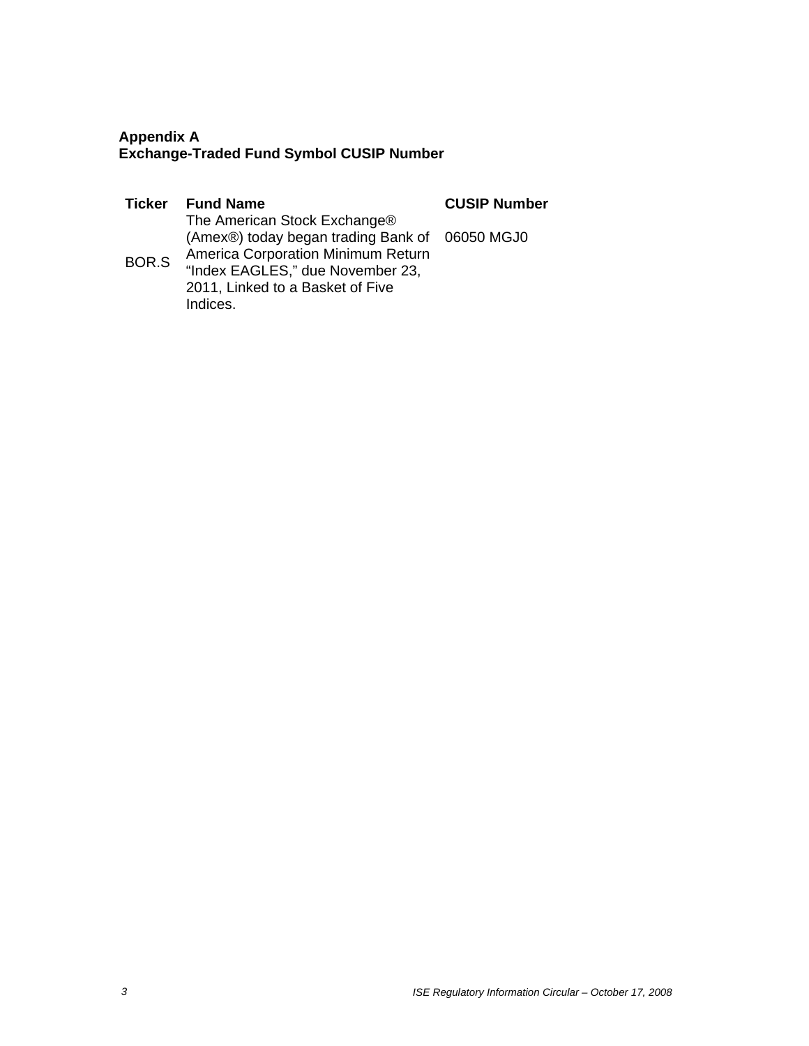**Appendix A**
**Exchange-Traded Fund Symbol CUSIP Number**

| Ticker | Fund Name | CUSIP Number |
|---|---|---|
| BOR.S | The American Stock Exchange® (Amex®) today began trading Bank of America Corporation Minimum Return “Index EAGLES,” due November 23, 2011, Linked to a Basket of Five Indices. | 06050 MGJ0 |